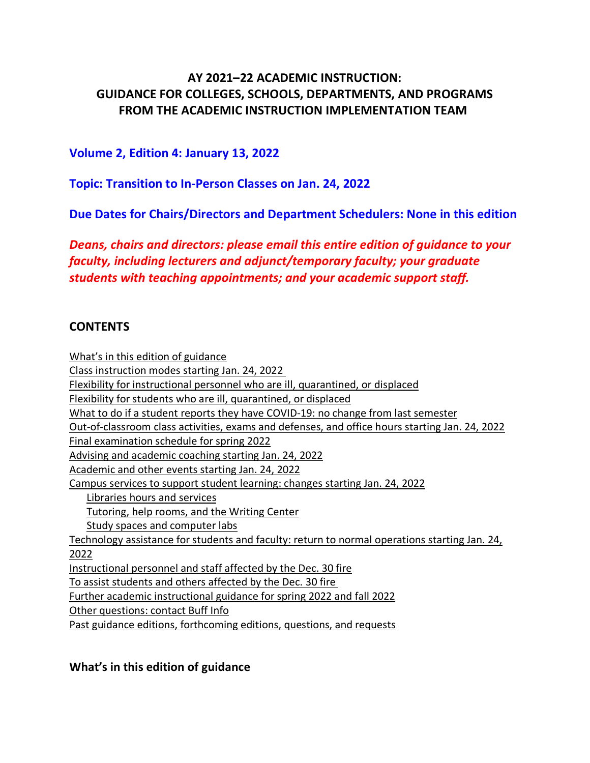# AY 2021–22 ACADEMIC INSTRUCTION: GUIDANCE FOR COLLEGES, SCHOOLS, DEPARTMENTS, AND PROGRAMS FROM THE ACADEMIC INSTRUCTION IMPLEMENTATION TEAM

**Volume 2, Edition 4: January 13, 2022**

**Topic: Transition to In-Person Classes on Jan. 24, 2022**

**Due Dates for Chairs/Directors and Department Schedulers: None in this edition**

***Deans, chairs and directors: please email this entire edition of guidance to your faculty, including lecturers and adjunct/temporary faculty; your graduate students with teaching appointments; and your academic support staff.***

## CONTENTS

- What's in this edition of guidance
- Class instruction modes starting Jan. 24, 2022
- Flexibility for instructional personnel who are ill, quarantined, or displaced
- Flexibility for students who are ill, quarantined, or displaced
- What to do if a student reports they have COVID-19: no change from last semester
- Out-of-classroom class activities, exams and defenses, and office hours starting Jan. 24, 2022
- Final examination schedule for spring 2022
- Advising and academic coaching starting Jan. 24, 2022
- Academic and other events starting Jan. 24, 2022
- Campus services to support student learning: changes starting Jan. 24, 2022
  - Libraries hours and services
  - Tutoring, help rooms, and the Writing Center
  - Study spaces and computer labs
- Technology assistance for students and faculty: return to normal operations starting Jan. 24, 2022
- Instructional personnel and staff affected by the Dec. 30 fire
- To assist students and others affected by the Dec. 30 fire
- Further academic instructional guidance for spring 2022 and fall 2022
- Other questions: contact Buff Info
- Past guidance editions, forthcoming editions, questions, and requests

## What's in this edition of guidance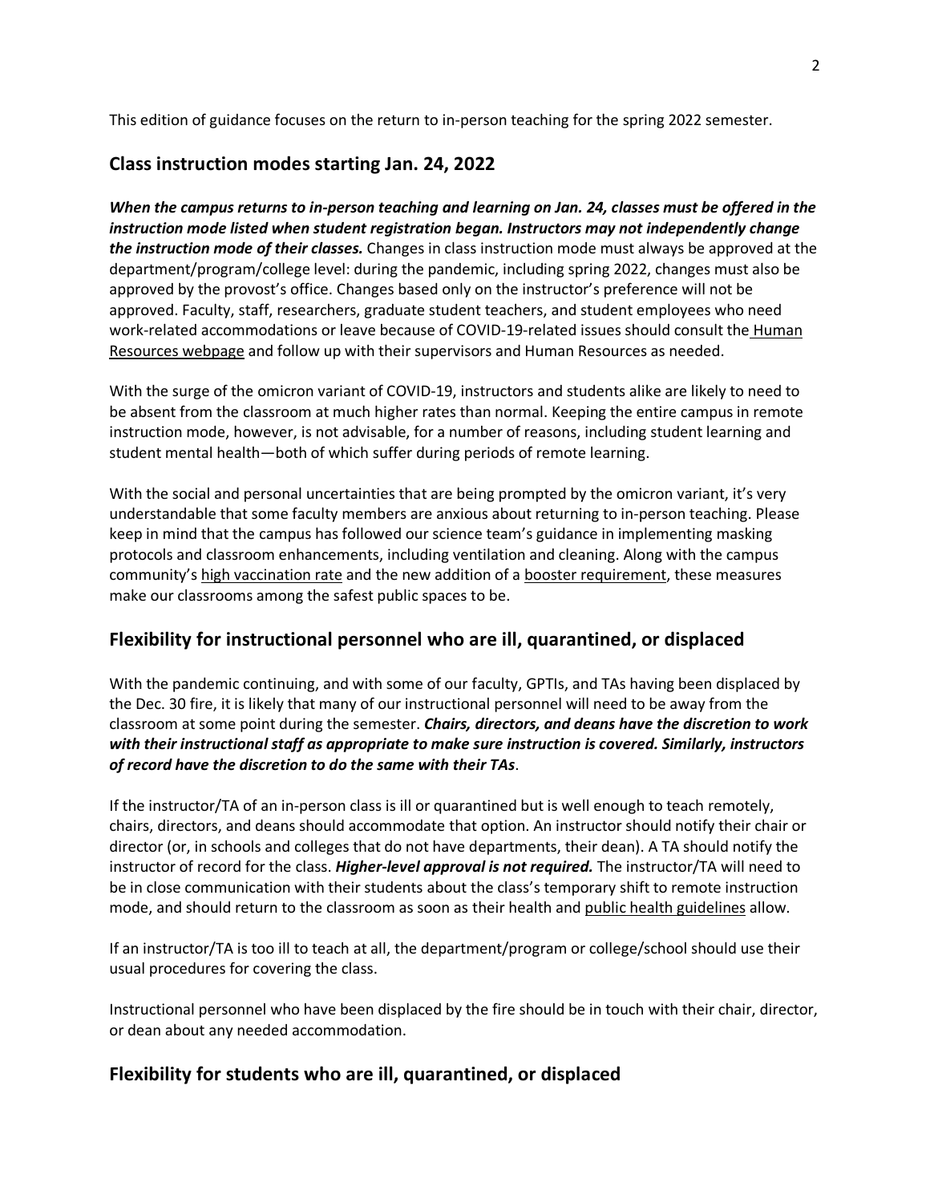This edition of guidance focuses on the return to in-person teaching for the spring 2022 semester.

## Class instruction modes starting Jan. 24, 2022

***When the campus returns to in-person teaching and learning on Jan. 24, classes must be offered in the instruction mode listed when student registration began. Instructors may not independently change the instruction mode of their classes.*** Changes in class instruction mode must always be approved at the department/program/college level: during the pandemic, including spring 2022, changes must also be approved by the provost's office. Changes based only on the instructor's preference will not be approved. Faculty, staff, researchers, graduate student teachers, and student employees who need work-related accommodations or leave because of COVID-19-related issues should consult the Human Resources webpage and follow up with their supervisors and Human Resources as needed.

With the surge of the omicron variant of COVID-19, instructors and students alike are likely to need to be absent from the classroom at much higher rates than normal. Keeping the entire campus in remote instruction mode, however, is not advisable, for a number of reasons, including student learning and student mental health—both of which suffer during periods of remote learning.

With the social and personal uncertainties that are being prompted by the omicron variant, it's very understandable that some faculty members are anxious about returning to in-person teaching. Please keep in mind that the campus has followed our science team's guidance in implementing masking protocols and classroom enhancements, including ventilation and cleaning. Along with the campus community's high vaccination rate and the new addition of a booster requirement, these measures make our classrooms among the safest public spaces to be.

## Flexibility for instructional personnel who are ill, quarantined, or displaced

With the pandemic continuing, and with some of our faculty, GPTIs, and TAs having been displaced by the Dec. 30 fire, it is likely that many of our instructional personnel will need to be away from the classroom at some point during the semester. ***Chairs, directors, and deans have the discretion to work with their instructional staff as appropriate to make sure instruction is covered. Similarly, instructors of record have the discretion to do the same with their TAs***.

If the instructor/TA of an in-person class is ill or quarantined but is well enough to teach remotely, chairs, directors, and deans should accommodate that option. An instructor should notify their chair or director (or, in schools and colleges that do not have departments, their dean). A TA should notify the instructor of record for the class. ***Higher-level approval is not required.*** The instructor/TA will need to be in close communication with their students about the class's temporary shift to remote instruction mode, and should return to the classroom as soon as their health and public health guidelines allow.

If an instructor/TA is too ill to teach at all, the department/program or college/school should use their usual procedures for covering the class.

Instructional personnel who have been displaced by the fire should be in touch with their chair, director, or dean about any needed accommodation.

## Flexibility for students who are ill, quarantined, or displaced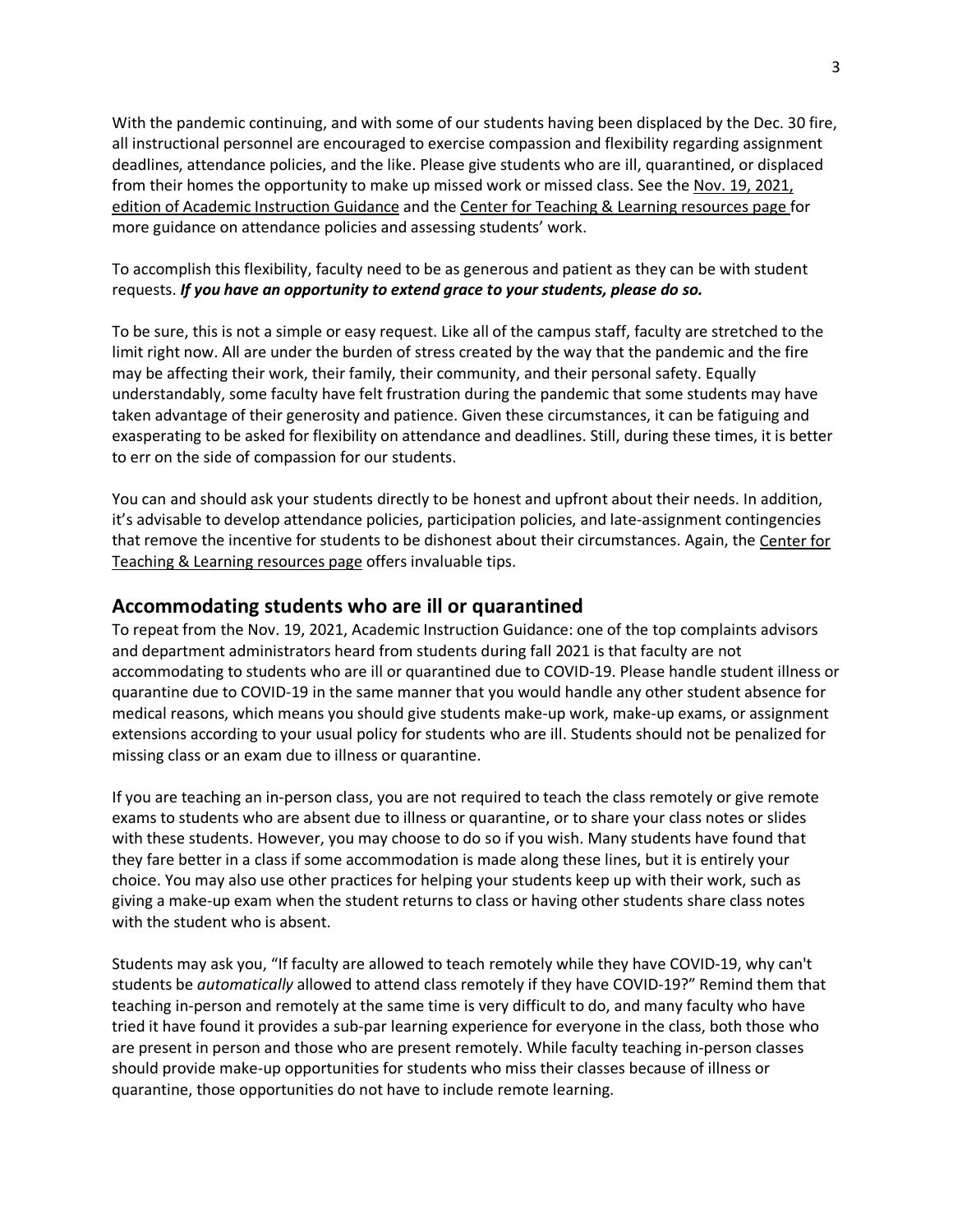With the pandemic continuing, and with some of our students having been displaced by the Dec. 30 fire, all instructional personnel are encouraged to exercise compassion and flexibility regarding assignment deadlines, attendance policies, and the like. Please give students who are ill, quarantined, or displaced from their homes the opportunity to make up missed work or missed class. See the Nov. 19, 2021, edition of Academic Instruction Guidance and the Center for Teaching & Learning resources page for more guidance on attendance policies and assessing students' work.

To accomplish this flexibility, faculty need to be as generous and patient as they can be with student requests. ***If you have an opportunity to extend grace to your students, please do so.***

To be sure, this is not a simple or easy request. Like all of the campus staff, faculty are stretched to the limit right now. All are under the burden of stress created by the way that the pandemic and the fire may be affecting their work, their family, their community, and their personal safety. Equally understandably, some faculty have felt frustration during the pandemic that some students may have taken advantage of their generosity and patience. Given these circumstances, it can be fatiguing and exasperating to be asked for flexibility on attendance and deadlines. Still, during these times, it is better to err on the side of compassion for our students.

You can and should ask your students directly to be honest and upfront about their needs. In addition, it's advisable to develop attendance policies, participation policies, and late-assignment contingencies that remove the incentive for students to be dishonest about their circumstances. Again, the Center for Teaching & Learning resources page offers invaluable tips.

## Accommodating students who are ill or quarantined

To repeat from the Nov. 19, 2021, Academic Instruction Guidance: one of the top complaints advisors and department administrators heard from students during fall 2021 is that faculty are not accommodating to students who are ill or quarantined due to COVID-19. Please handle student illness or quarantine due to COVID-19 in the same manner that you would handle any other student absence for medical reasons, which means you should give students make-up work, make-up exams, or assignment extensions according to your usual policy for students who are ill. Students should not be penalized for missing class or an exam due to illness or quarantine.

If you are teaching an in-person class, you are not required to teach the class remotely or give remote exams to students who are absent due to illness or quarantine, or to share your class notes or slides with these students. However, you may choose to do so if you wish. Many students have found that they fare better in a class if some accommodation is made along these lines, but it is entirely your choice. You may also use other practices for helping your students keep up with their work, such as giving a make-up exam when the student returns to class or having other students share class notes with the student who is absent.

Students may ask you, "If faculty are allowed to teach remotely while they have COVID-19, why can't students be *automatically* allowed to attend class remotely if they have COVID-19?" Remind them that teaching in-person and remotely at the same time is very difficult to do, and many faculty who have tried it have found it provides a sub-par learning experience for everyone in the class, both those who are present in person and those who are present remotely. While faculty teaching in-person classes should provide make-up opportunities for students who miss their classes because of illness or quarantine, those opportunities do not have to include remote learning.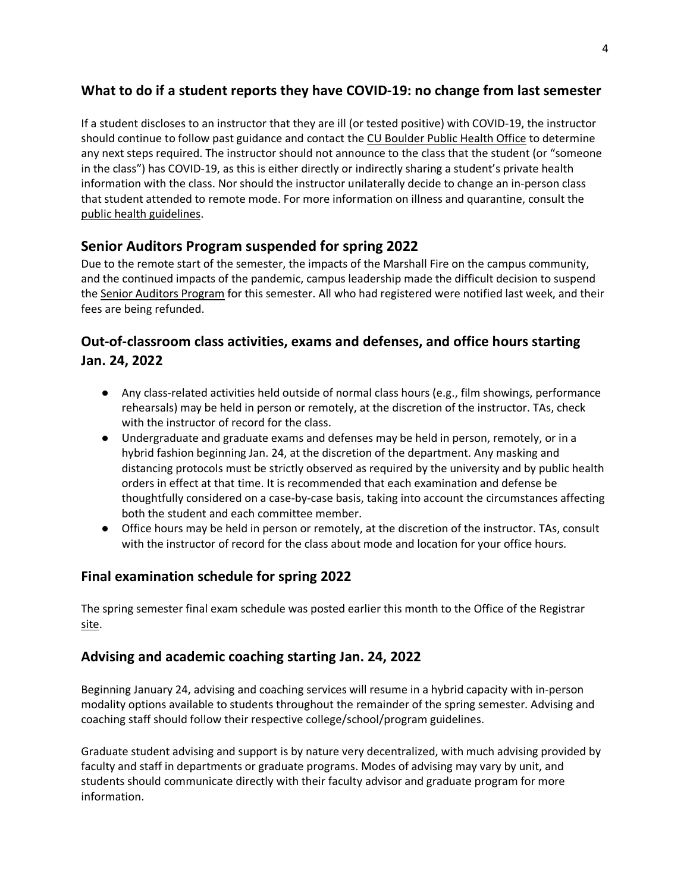## What to do if a student reports they have COVID-19: no change from last semester

If a student discloses to an instructor that they are ill (or tested positive) with COVID-19, the instructor should continue to follow past guidance and contact the CU Boulder Public Health Office to determine any next steps required. The instructor should not announce to the class that the student (or "someone in the class") has COVID-19, as this is either directly or indirectly sharing a student's private health information with the class. Nor should the instructor unilaterally decide to change an in-person class that student attended to remote mode. For more information on illness and quarantine, consult the public health guidelines.

## Senior Auditors Program suspended for spring 2022

Due to the remote start of the semester, the impacts of the Marshall Fire on the campus community, and the continued impacts of the pandemic, campus leadership made the difficult decision to suspend the Senior Auditors Program for this semester. All who had registered were notified last week, and their fees are being refunded.

## Out-of-classroom class activities, exams and defenses, and office hours starting Jan. 24, 2022

- Any class-related activities held outside of normal class hours (e.g., film showings, performance rehearsals) may be held in person or remotely, at the discretion of the instructor. TAs, check with the instructor of record for the class.
- Undergraduate and graduate exams and defenses may be held in person, remotely, or in a hybrid fashion beginning Jan. 24, at the discretion of the department. Any masking and distancing protocols must be strictly observed as required by the university and by public health orders in effect at that time. It is recommended that each examination and defense be thoughtfully considered on a case-by-case basis, taking into account the circumstances affecting both the student and each committee member.
- Office hours may be held in person or remotely, at the discretion of the instructor. TAs, consult with the instructor of record for the class about mode and location for your office hours.

## Final examination schedule for spring 2022

The spring semester final exam schedule was posted earlier this month to the Office of the Registrar site.

## Advising and academic coaching starting Jan. 24, 2022

Beginning January 24, advising and coaching services will resume in a hybrid capacity with in-person modality options available to students throughout the remainder of the spring semester. Advising and coaching staff should follow their respective college/school/program guidelines.

Graduate student advising and support is by nature very decentralized, with much advising provided by faculty and staff in departments or graduate programs. Modes of advising may vary by unit, and students should communicate directly with their faculty advisor and graduate program for more information.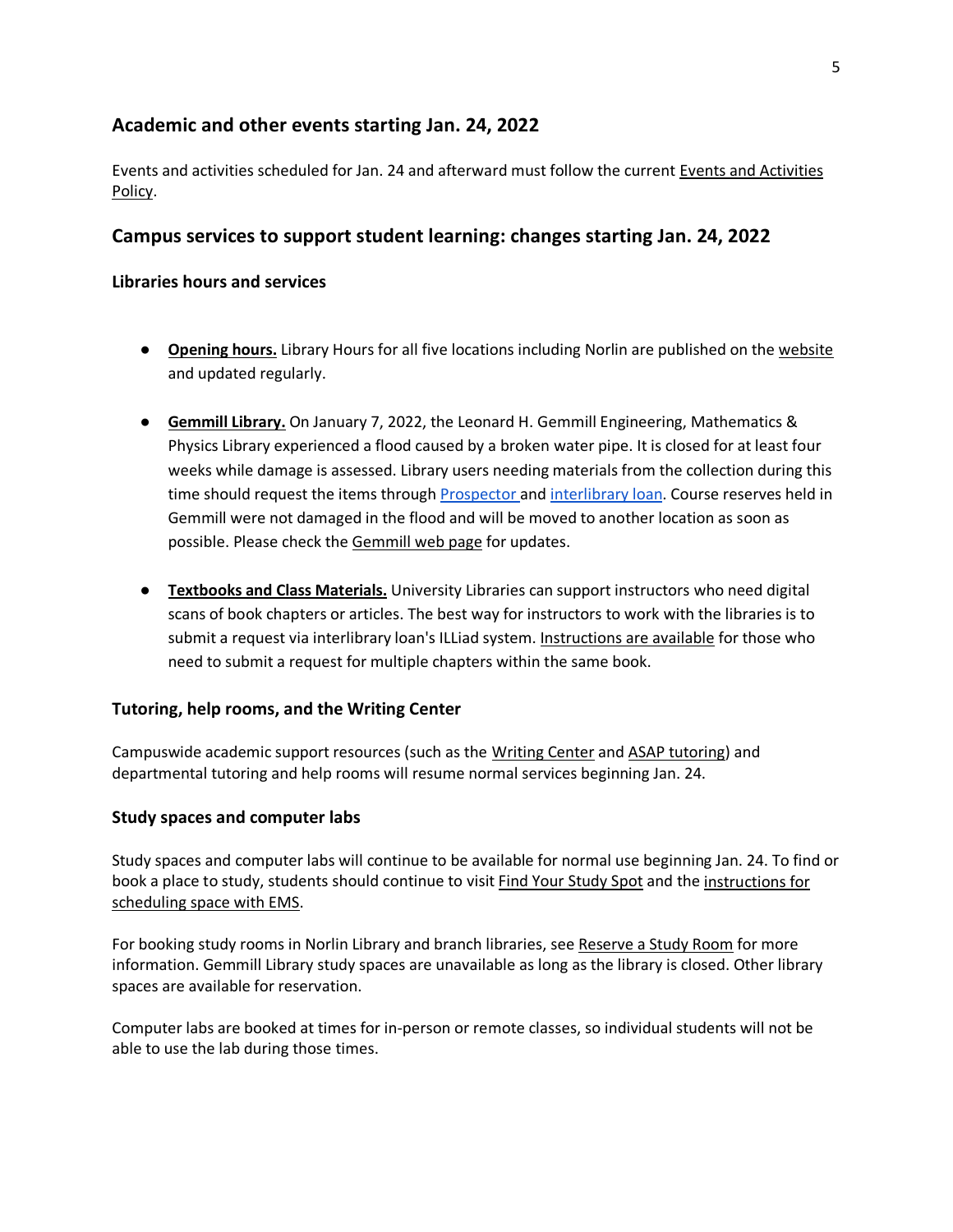## Academic and other events starting Jan. 24, 2022

Events and activities scheduled for Jan. 24 and afterward must follow the current Events and Activities Policy.

## Campus services to support student learning: changes starting Jan. 24, 2022

### Libraries hours and services

- **Opening hours.** Library Hours for all five locations including Norlin are published on the website and updated regularly.

- **Gemmill Library.** On January 7, 2022, the Leonard H. Gemmill Engineering, Mathematics & Physics Library experienced a flood caused by a broken water pipe. It is closed for at least four weeks while damage is assessed. Library users needing materials from the collection during this time should request the items through Prospector and interlibrary loan. Course reserves held in Gemmill were not damaged in the flood and will be moved to another location as soon as possible. Please check the Gemmill web page for updates.

- **Textbooks and Class Materials.** University Libraries can support instructors who need digital scans of book chapters or articles. The best way for instructors to work with the libraries is to submit a request via interlibrary loan's ILLiad system. Instructions are available for those who need to submit a request for multiple chapters within the same book.

### Tutoring, help rooms, and the Writing Center

Campuswide academic support resources (such as the Writing Center and ASAP tutoring) and departmental tutoring and help rooms will resume normal services beginning Jan. 24.

### Study spaces and computer labs

Study spaces and computer labs will continue to be available for normal use beginning Jan. 24. To find or book a place to study, students should continue to visit Find Your Study Spot and the instructions for scheduling space with EMS.

For booking study rooms in Norlin Library and branch libraries, see Reserve a Study Room for more information. Gemmill Library study spaces are unavailable as long as the library is closed. Other library spaces are available for reservation.

Computer labs are booked at times for in-person or remote classes, so individual students will not be able to use the lab during those times.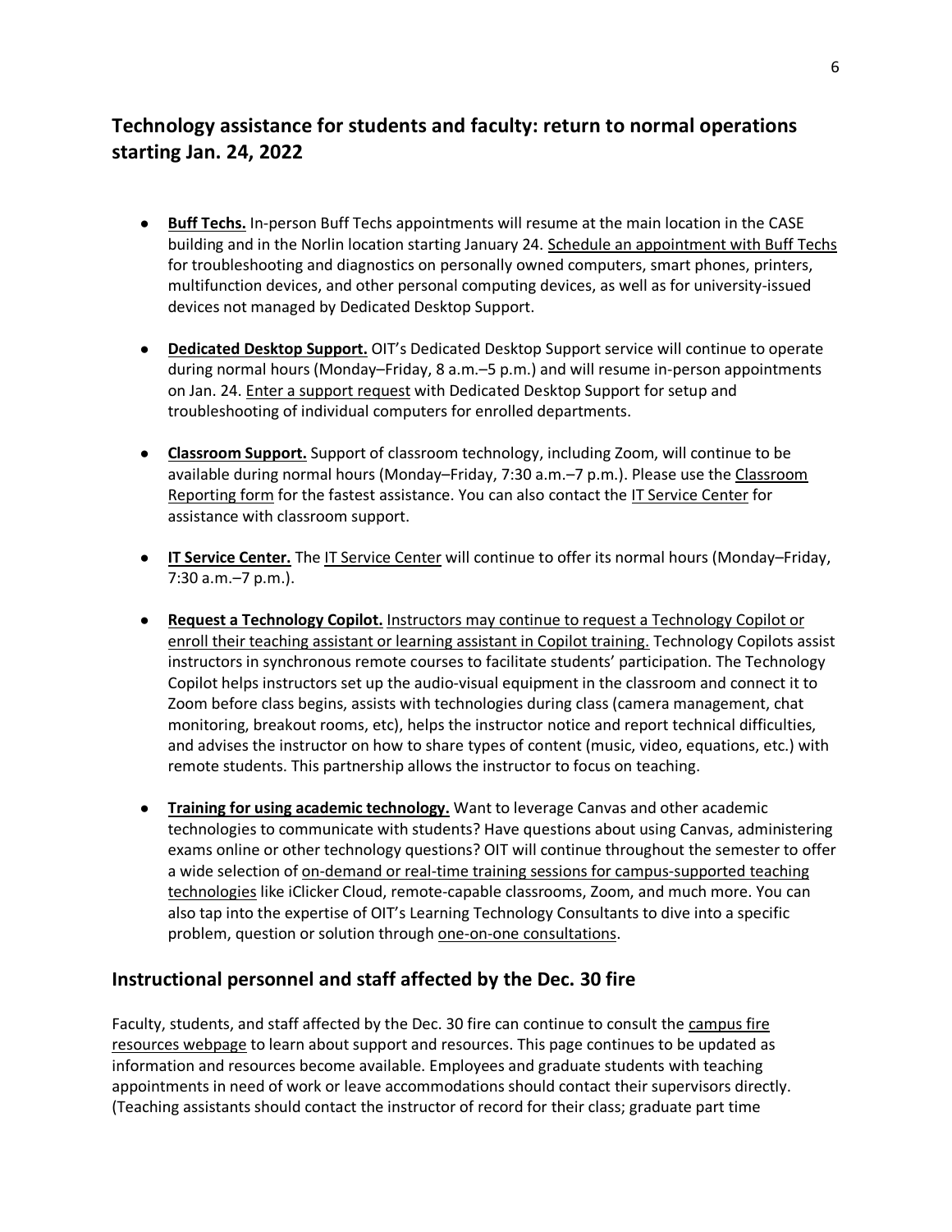## Technology assistance for students and faculty: return to normal operations starting Jan. 24, 2022

- **Buff Techs.** In-person Buff Techs appointments will resume at the main location in the CASE building and in the Norlin location starting January 24. Schedule an appointment with Buff Techs for troubleshooting and diagnostics on personally owned computers, smart phones, printers, multifunction devices, and other personal computing devices, as well as for university-issued devices not managed by Dedicated Desktop Support.

- **Dedicated Desktop Support.** OIT's Dedicated Desktop Support service will continue to operate during normal hours (Monday–Friday, 8 a.m.–5 p.m.) and will resume in-person appointments on Jan. 24. Enter a support request with Dedicated Desktop Support for setup and troubleshooting of individual computers for enrolled departments.

- **Classroom Support.** Support of classroom technology, including Zoom, will continue to be available during normal hours (Monday–Friday, 7:30 a.m.–7 p.m.). Please use the Classroom Reporting form for the fastest assistance. You can also contact the IT Service Center for assistance with classroom support.

- **IT Service Center.** The IT Service Center will continue to offer its normal hours (Monday–Friday, 7:30 a.m.–7 p.m.).

- **Request a Technology Copilot.** Instructors may continue to request a Technology Copilot or enroll their teaching assistant or learning assistant in Copilot training. Technology Copilots assist instructors in synchronous remote courses to facilitate students' participation. The Technology Copilot helps instructors set up the audio-visual equipment in the classroom and connect it to Zoom before class begins, assists with technologies during class (camera management, chat monitoring, breakout rooms, etc), helps the instructor notice and report technical difficulties, and advises the instructor on how to share types of content (music, video, equations, etc.) with remote students. This partnership allows the instructor to focus on teaching.

- **Training for using academic technology.** Want to leverage Canvas and other academic technologies to communicate with students? Have questions about using Canvas, administering exams online or other technology questions? OIT will continue throughout the semester to offer a wide selection of on-demand or real-time training sessions for campus-supported teaching technologies like iClicker Cloud, remote-capable classrooms, Zoom, and much more. You can also tap into the expertise of OIT's Learning Technology Consultants to dive into a specific problem, question or solution through one-on-one consultations.

## Instructional personnel and staff affected by the Dec. 30 fire

Faculty, students, and staff affected by the Dec. 30 fire can continue to consult the campus fire resources webpage to learn about support and resources. This page continues to be updated as information and resources become available. Employees and graduate students with teaching appointments in need of work or leave accommodations should contact their supervisors directly. (Teaching assistants should contact the instructor of record for their class; graduate part time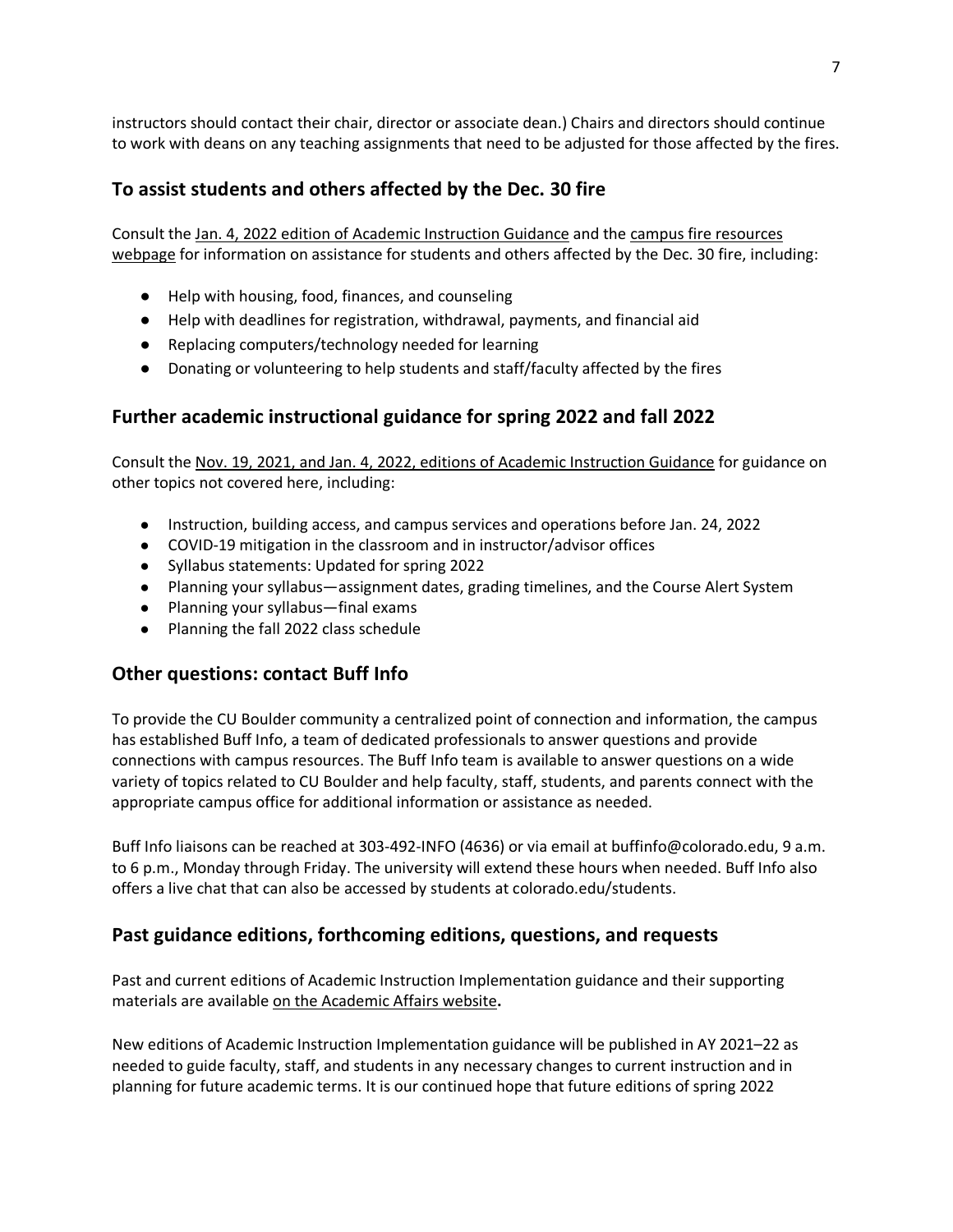instructors should contact their chair, director or associate dean.) Chairs and directors should continue to work with deans on any teaching assignments that need to be adjusted for those affected by the fires.

## To assist students and others affected by the Dec. 30 fire

Consult the Jan. 4, 2022 edition of Academic Instruction Guidance and the campus fire resources webpage for information on assistance for students and others affected by the Dec. 30 fire, including:

- Help with housing, food, finances, and counseling
- Help with deadlines for registration, withdrawal, payments, and financial aid
- Replacing computers/technology needed for learning
- Donating or volunteering to help students and staff/faculty affected by the fires

## Further academic instructional guidance for spring 2022 and fall 2022

Consult the Nov. 19, 2021, and Jan. 4, 2022, editions of Academic Instruction Guidance for guidance on other topics not covered here, including:

- Instruction, building access, and campus services and operations before Jan. 24, 2022
- COVID-19 mitigation in the classroom and in instructor/advisor offices
- Syllabus statements: Updated for spring 2022
- Planning your syllabus—assignment dates, grading timelines, and the Course Alert System
- Planning your syllabus—final exams
- Planning the fall 2022 class schedule

## Other questions: contact Buff Info

To provide the CU Boulder community a centralized point of connection and information, the campus has established Buff Info, a team of dedicated professionals to answer questions and provide connections with campus resources. The Buff Info team is available to answer questions on a wide variety of topics related to CU Boulder and help faculty, staff, students, and parents connect with the appropriate campus office for additional information or assistance as needed.

Buff Info liaisons can be reached at 303-492-INFO (4636) or via email at buffinfo@colorado.edu, 9 a.m. to 6 p.m., Monday through Friday. The university will extend these hours when needed. Buff Info also offers a live chat that can also be accessed by students at colorado.edu/students.

## Past guidance editions, forthcoming editions, questions, and requests

Past and current editions of Academic Instruction Implementation guidance and their supporting materials are available on the Academic Affairs website**.**

New editions of Academic Instruction Implementation guidance will be published in AY 2021–22 as needed to guide faculty, staff, and students in any necessary changes to current instruction and in planning for future academic terms. It is our continued hope that future editions of spring 2022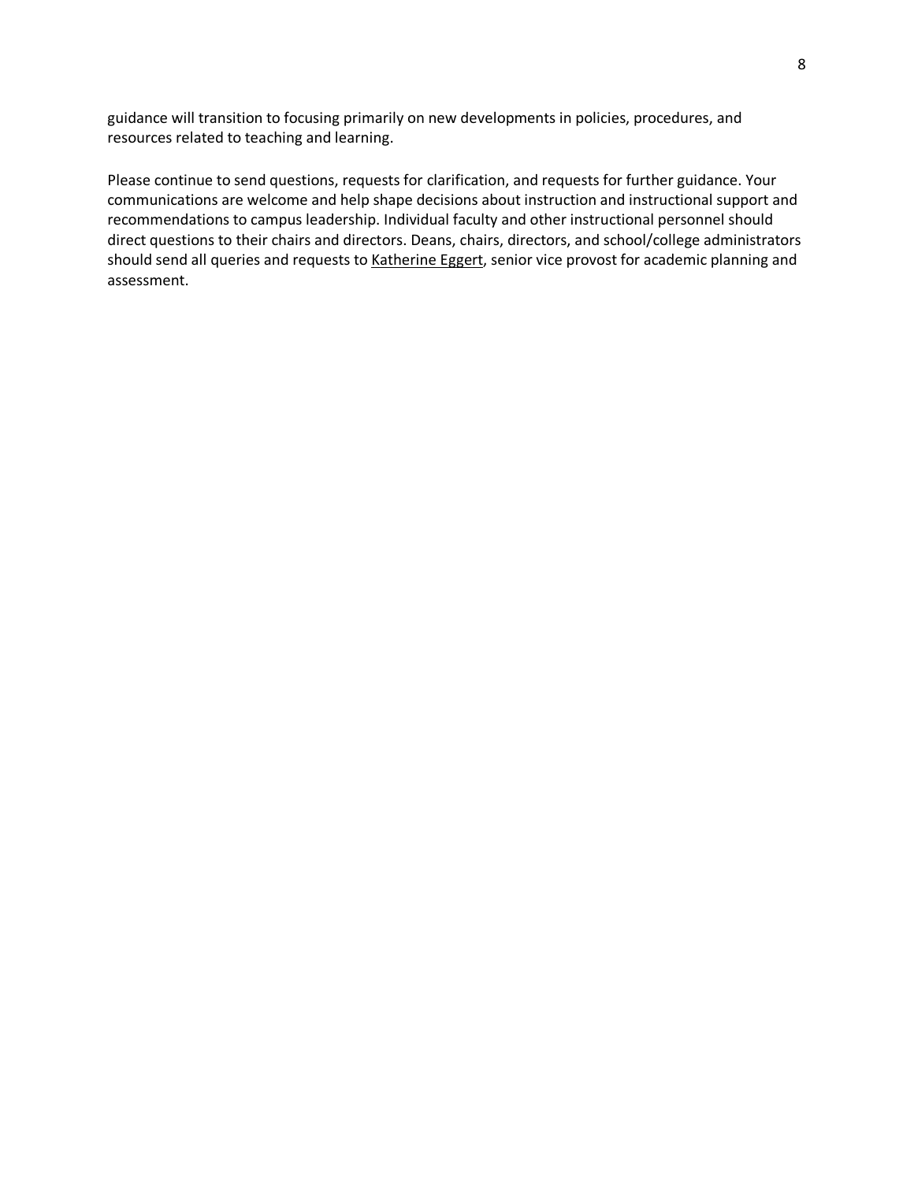guidance will transition to focusing primarily on new developments in policies, procedures, and resources related to teaching and learning.

Please continue to send questions, requests for clarification, and requests for further guidance. Your communications are welcome and help shape decisions about instruction and instructional support and recommendations to campus leadership. Individual faculty and other instructional personnel should direct questions to their chairs and directors. Deans, chairs, directors, and school/college administrators should send all queries and requests to Katherine Eggert, senior vice provost for academic planning and assessment.